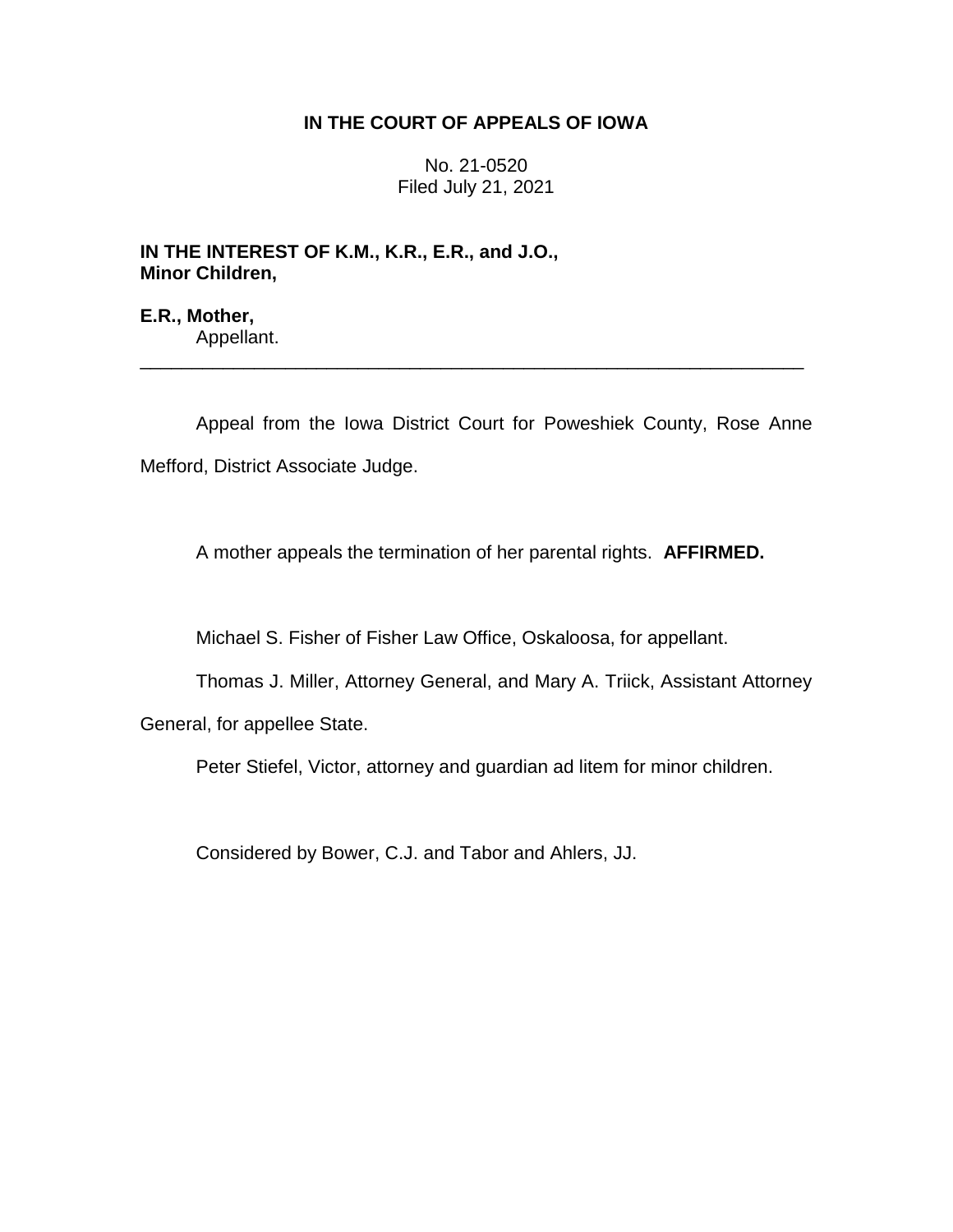**IN THE COURT OF APPEALS OF IOWA**

No. 21-0520
Filed July 21, 2021

**IN THE INTEREST OF K.M., K.R., E.R., and J.O., Minor Children,**

**E.R., Mother,**
Appellant.

---

Appeal from the Iowa District Court for Poweshiek County, Rose Anne Mefford, District Associate Judge.

A mother appeals the termination of her parental rights. **AFFIRMED.**

Michael S. Fisher of Fisher Law Office, Oskaloosa, for appellant.

Thomas J. Miller, Attorney General, and Mary A. Triick, Assistant Attorney General, for appellee State.

Peter Stiefel, Victor, attorney and guardian ad litem for minor children.

Considered by Bower, C.J. and Tabor and Ahlers, JJ.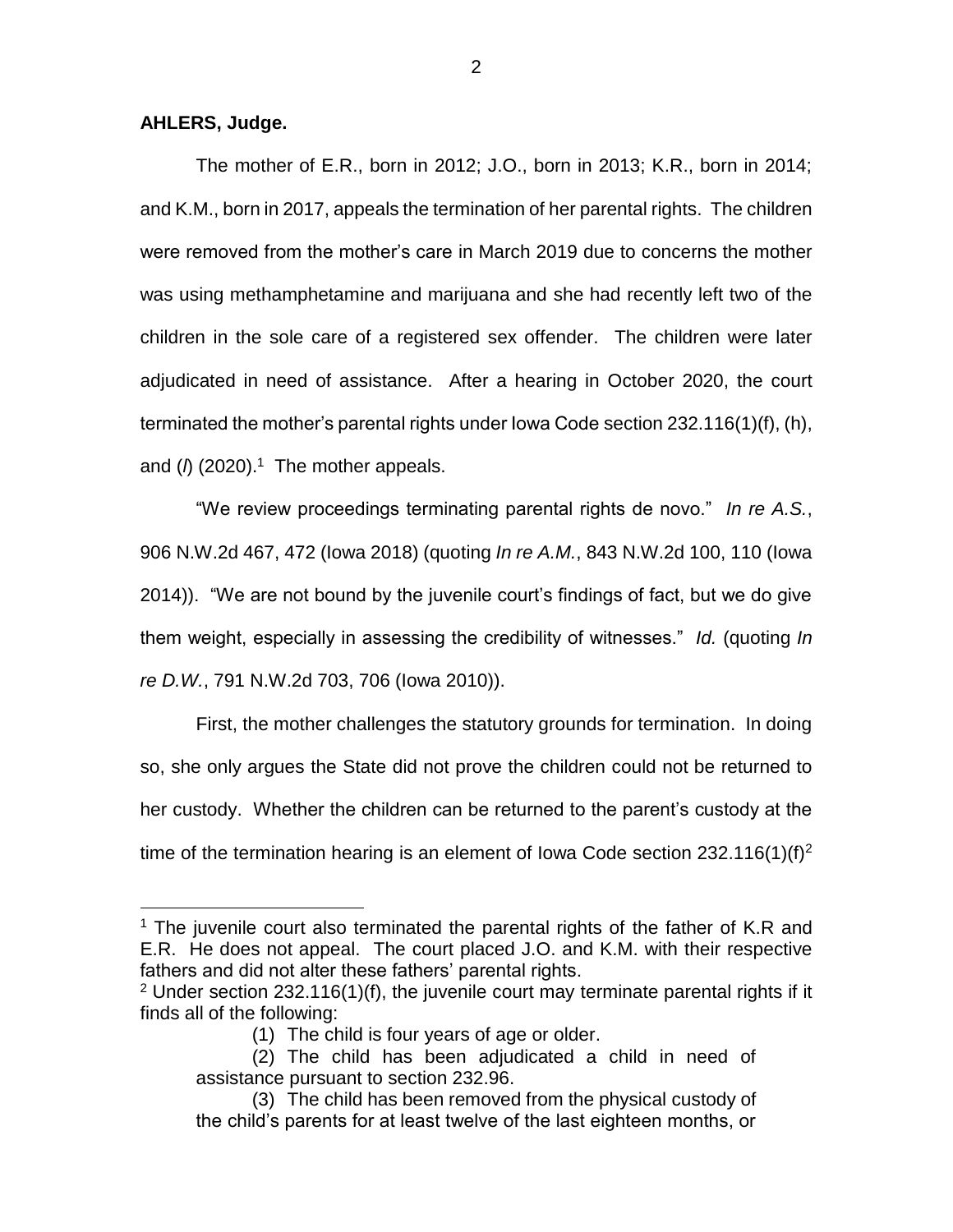**AHLERS, Judge.**

The mother of E.R., born in 2012; J.O., born in 2013; K.R., born in 2014; and K.M., born in 2017, appeals the termination of her parental rights. The children were removed from the mother's care in March 2019 due to concerns the mother was using methamphetamine and marijuana and she had recently left two of the children in the sole care of a registered sex offender. The children were later adjudicated in need of assistance. After a hearing in October 2020, the court terminated the mother's parental rights under Iowa Code section 232.116(1)(f), (h), and (*l*) (2020).[1] The mother appeals.

"We review proceedings terminating parental rights de novo." *In re A.S.*, 906 N.W.2d 467, 472 (Iowa 2018) (quoting *In re A.M.*, 843 N.W.2d 100, 110 (Iowa 2014)). "We are not bound by the juvenile court's findings of fact, but we do give them weight, especially in assessing the credibility of witnesses." *Id.* (quoting *In re D.W.*, 791 N.W.2d 703, 706 (Iowa 2010)).

First, the mother challenges the statutory grounds for termination. In doing so, she only argues the State did not prove the children could not be returned to her custody. Whether the children can be returned to the parent's custody at the time of the termination hearing is an element of Iowa Code section 232.116(1)(f)[2]

---

[1] The juvenile court also terminated the parental rights of the father of K.R and E.R. He does not appeal. The court placed J.O. and K.M. with their respective fathers and did not alter these fathers' parental rights.

[2] Under section 232.116(1)(f), the juvenile court may terminate parental rights if it finds all of the following:

> (1) The child is four years of age or older.
>
> (2) The child has been adjudicated a child in need of assistance pursuant to section 232.96.
>
> (3) The child has been removed from the physical custody of the child's parents for at least twelve of the last eighteen months, or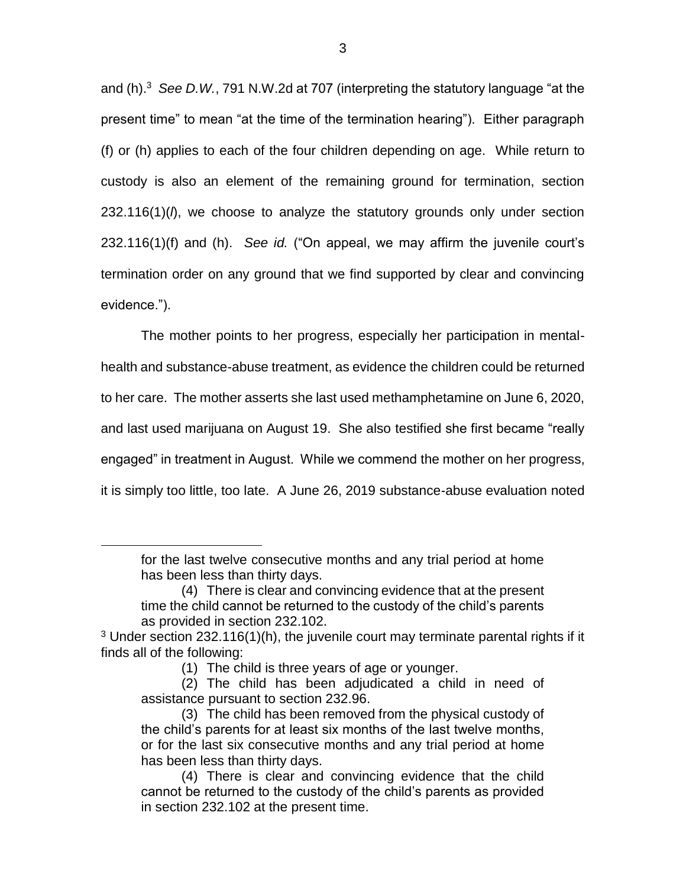and (h).[3] *See D.W.*, 791 N.W.2d at 707 (interpreting the statutory language "at the present time" to mean "at the time of the termination hearing"). Either paragraph (f) or (h) applies to each of the four children depending on age. While return to custody is also an element of the remaining ground for termination, section 232.116(1)(*l*), we choose to analyze the statutory grounds only under section 232.116(1)(f) and (h). *See id.* ("On appeal, we may affirm the juvenile court's termination order on any ground that we find supported by clear and convincing evidence.").

The mother points to her progress, especially her participation in mental-health and substance-abuse treatment, as evidence the children could be returned to her care. The mother asserts she last used methamphetamine on June 6, 2020, and last used marijuana on August 19. She also testified she first became "really engaged" in treatment in August. While we commend the mother on her progress, it is simply too little, too late. A June 26, 2019 substance-abuse evaluation noted

---

> for the last twelve consecutive months and any trial period at home has been less than thirty days.
>
> (4) There is clear and convincing evidence that at the present time the child cannot be returned to the custody of the child's parents as provided in section 232.102.

[3] Under section 232.116(1)(h), the juvenile court may terminate parental rights if it finds all of the following:

> (1) The child is three years of age or younger.
>
> (2) The child has been adjudicated a child in need of assistance pursuant to section 232.96.
>
> (3) The child has been removed from the physical custody of the child's parents for at least six months of the last twelve months, or for the last six consecutive months and any trial period at home has been less than thirty days.
>
> (4) There is clear and convincing evidence that the child cannot be returned to the custody of the child's parents as provided in section 232.102 at the present time.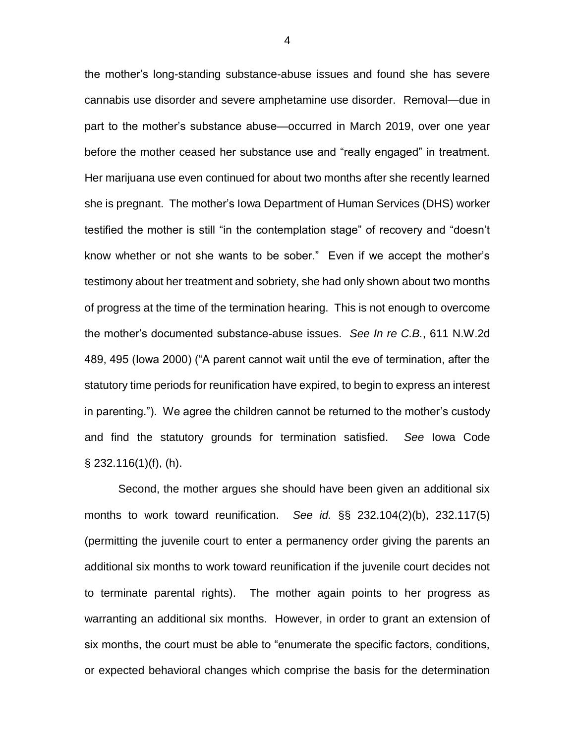the mother's long-standing substance-abuse issues and found she has severe cannabis use disorder and severe amphetamine use disorder. Removal—due in part to the mother's substance abuse—occurred in March 2019, over one year before the mother ceased her substance use and "really engaged" in treatment. Her marijuana use even continued for about two months after she recently learned she is pregnant. The mother's Iowa Department of Human Services (DHS) worker testified the mother is still "in the contemplation stage" of recovery and "doesn't know whether or not she wants to be sober." Even if we accept the mother's testimony about her treatment and sobriety, she had only shown about two months of progress at the time of the termination hearing. This is not enough to overcome the mother's documented substance-abuse issues. *See In re C.B.*, 611 N.W.2d 489, 495 (Iowa 2000) ("A parent cannot wait until the eve of termination, after the statutory time periods for reunification have expired, to begin to express an interest in parenting."). We agree the children cannot be returned to the mother's custody and find the statutory grounds for termination satisfied. *See* Iowa Code § 232.116(1)(f), (h).

Second, the mother argues she should have been given an additional six months to work toward reunification. *See id.* §§ 232.104(2)(b), 232.117(5) (permitting the juvenile court to enter a permanency order giving the parents an additional six months to work toward reunification if the juvenile court decides not to terminate parental rights). The mother again points to her progress as warranting an additional six months. However, in order to grant an extension of six months, the court must be able to "enumerate the specific factors, conditions, or expected behavioral changes which comprise the basis for the determination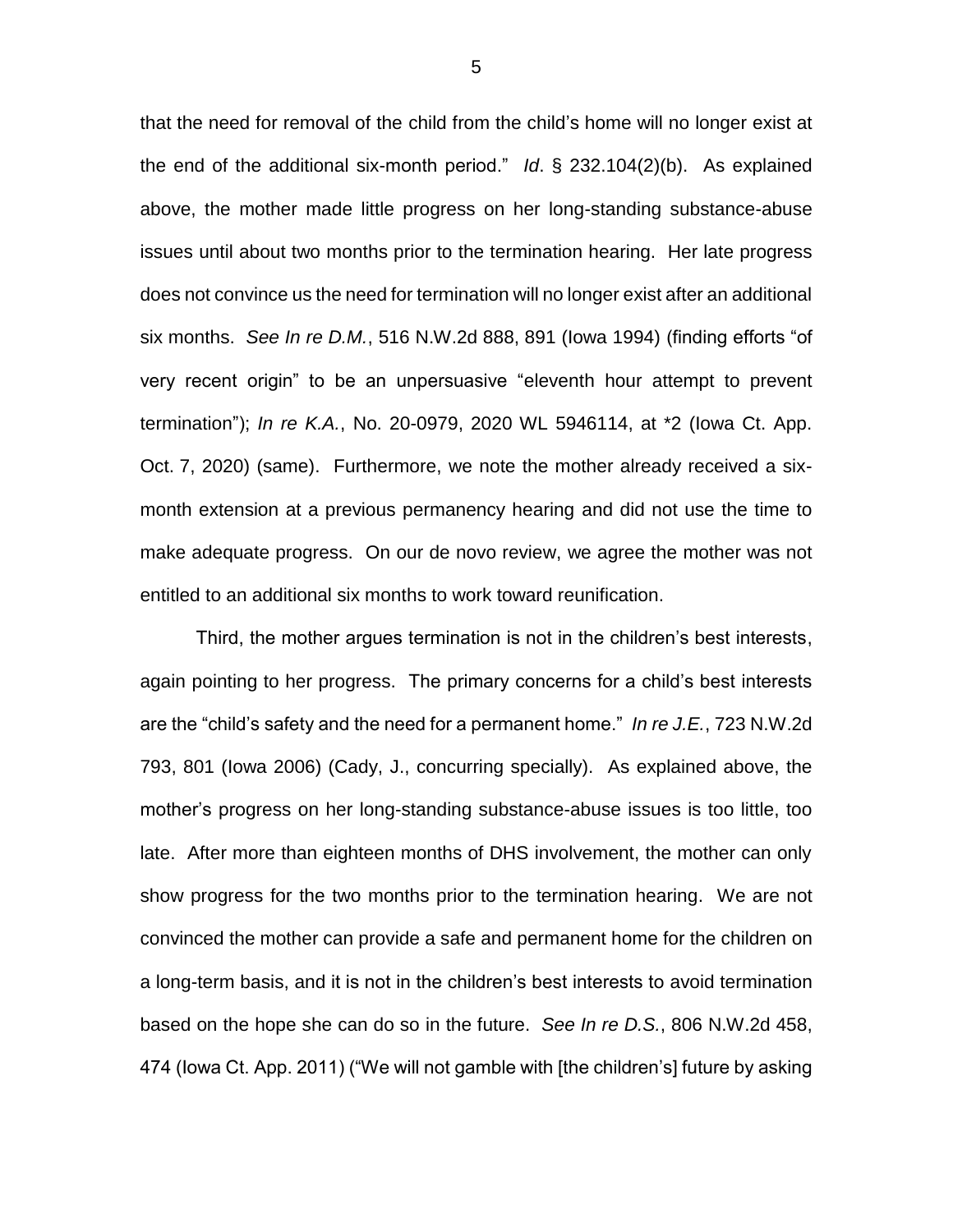that the need for removal of the child from the child's home will no longer exist at the end of the additional six-month period." *Id*. § 232.104(2)(b). As explained above, the mother made little progress on her long-standing substance-abuse issues until about two months prior to the termination hearing. Her late progress does not convince us the need for termination will no longer exist after an additional six months. *See In re D.M.*, 516 N.W.2d 888, 891 (Iowa 1994) (finding efforts "of very recent origin" to be an unpersuasive "eleventh hour attempt to prevent termination"); *In re K.A.*, No. 20-0979, 2020 WL 5946114, at *2 (Iowa Ct. App. Oct. 7, 2020) (same). Furthermore, we note the mother already received a six-month extension at a previous permanency hearing and did not use the time to make adequate progress. On our de novo review, we agree the mother was not entitled to an additional six months to work toward reunification.

Third, the mother argues termination is not in the children's best interests, again pointing to her progress. The primary concerns for a child's best interests are the "child's safety and the need for a permanent home." *In re J.E.*, 723 N.W.2d 793, 801 (Iowa 2006) (Cady, J., concurring specially). As explained above, the mother's progress on her long-standing substance-abuse issues is too little, too late. After more than eighteen months of DHS involvement, the mother can only show progress for the two months prior to the termination hearing. We are not convinced the mother can provide a safe and permanent home for the children on a long-term basis, and it is not in the children's best interests to avoid termination based on the hope she can do so in the future. *See In re D.S.*, 806 N.W.2d 458, 474 (Iowa Ct. App. 2011) ("We will not gamble with [the children's] future by asking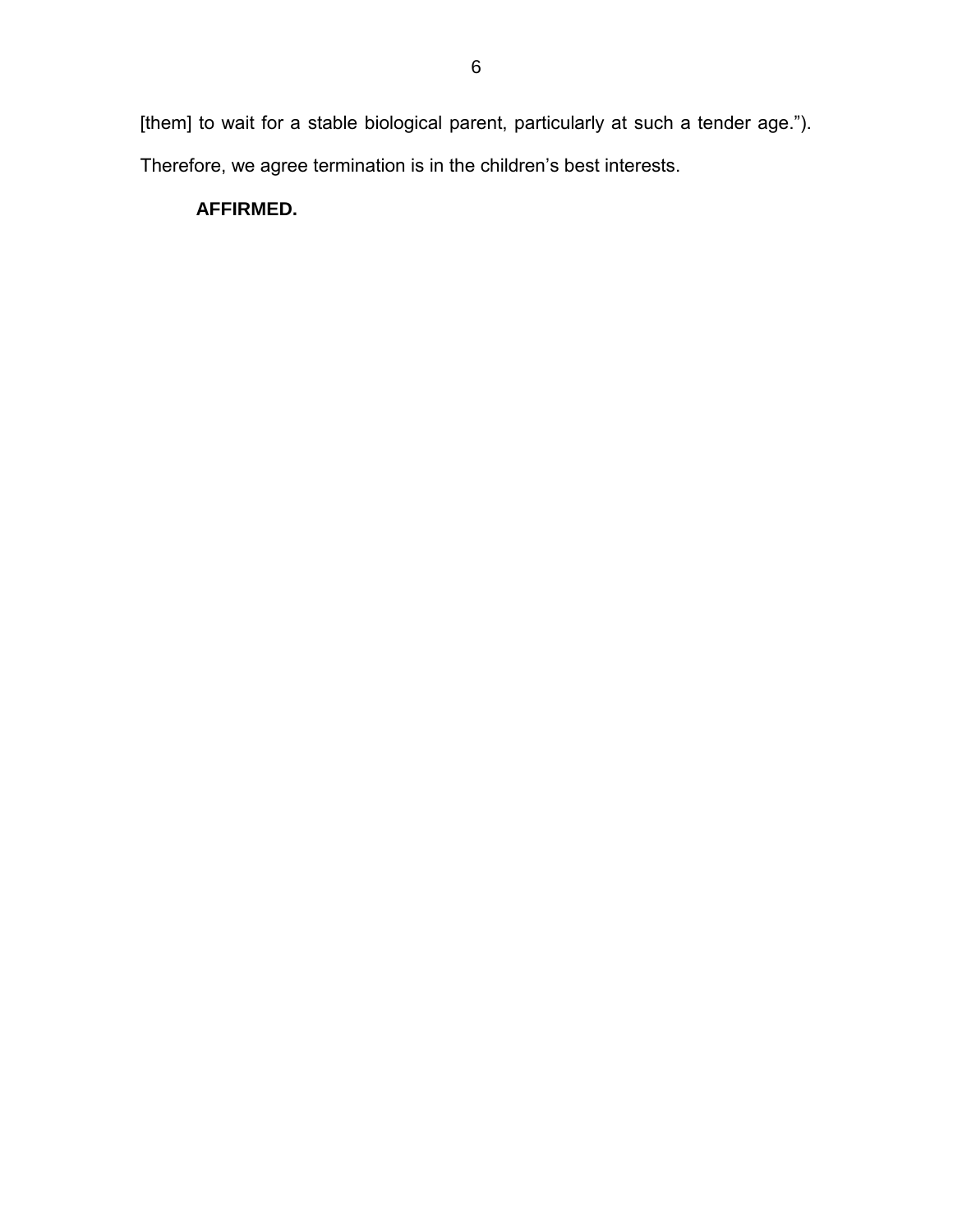[them] to wait for a stable biological parent, particularly at such a tender age.”). Therefore, we agree termination is in the children’s best interests.

**AFFIRMED.**